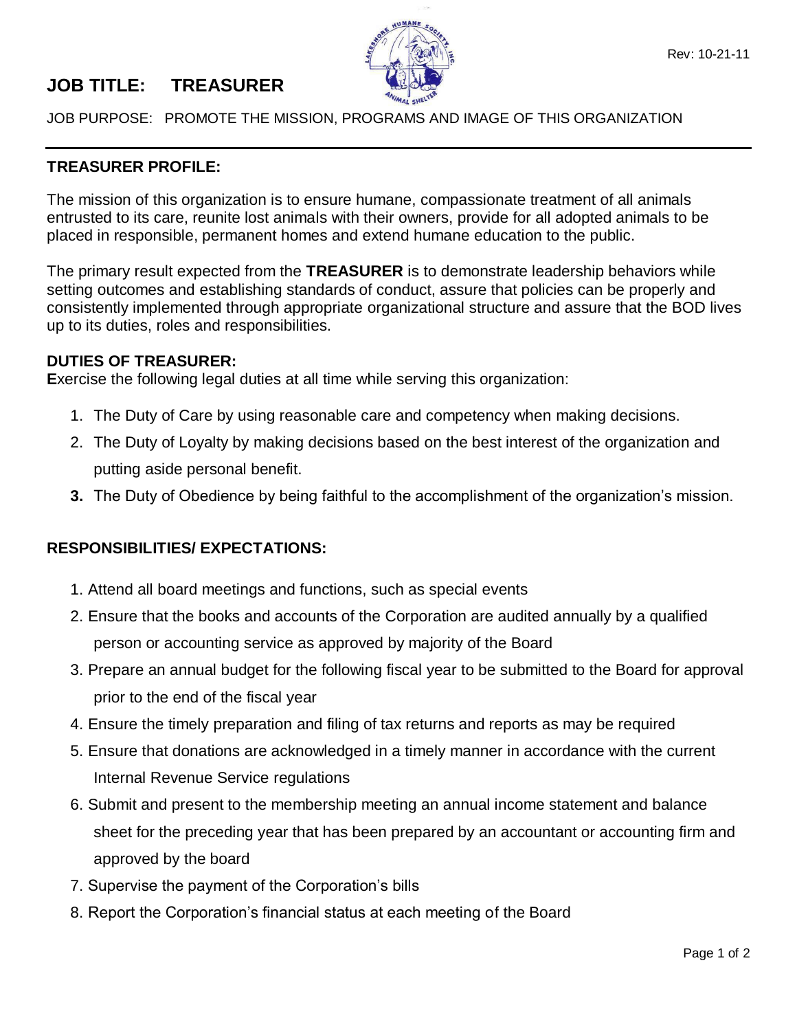Rev: 10-21-11

# JOB TITLE: TREASURER

JOB PURPOSE: PROMOTE THE MISSION, PROGRAMS AND IMAGE OF THIS ORGANIZATION

---

## TREASURER PROFILE:

The mission of this organization is to ensure humane, compassionate treatment of all animals entrusted to its care, reunite lost animals with their owners, provide for all adopted animals to be placed in responsible, permanent homes and extend humane education to the public.

The primary result expected from the **TREASURER** is to demonstrate leadership behaviors while setting outcomes and establishing standards of conduct, assure that policies can be properly and consistently implemented through appropriate organizational structure and assure that the BOD lives up to its duties, roles and responsibilities.

## DUTIES OF TREASURER:

**E**xercise the following legal duties at all time while serving this organization:

1. The Duty of Care by using reasonable care and competency when making decisions.
2. The Duty of Loyalty by making decisions based on the best interest of the organization and putting aside personal benefit.
3. The Duty of Obedience by being faithful to the accomplishment of the organization's mission.

## RESPONSIBILITIES/ EXPECTATIONS:

1. Attend all board meetings and functions, such as special events
2. Ensure that the books and accounts of the Corporation are audited annually by a qualified person or accounting service as approved by majority of the Board
3. Prepare an annual budget for the following fiscal year to be submitted to the Board for approval prior to the end of the fiscal year
4. Ensure the timely preparation and filing of tax returns and reports as may be required
5. Ensure that donations are acknowledged in a timely manner in accordance with the current Internal Revenue Service regulations
6. Submit and present to the membership meeting an annual income statement and balance sheet for the preceding year that has been prepared by an accountant or accounting firm and approved by the board
7. Supervise the payment of the Corporation's bills
8. Report the Corporation's financial status at each meeting of the Board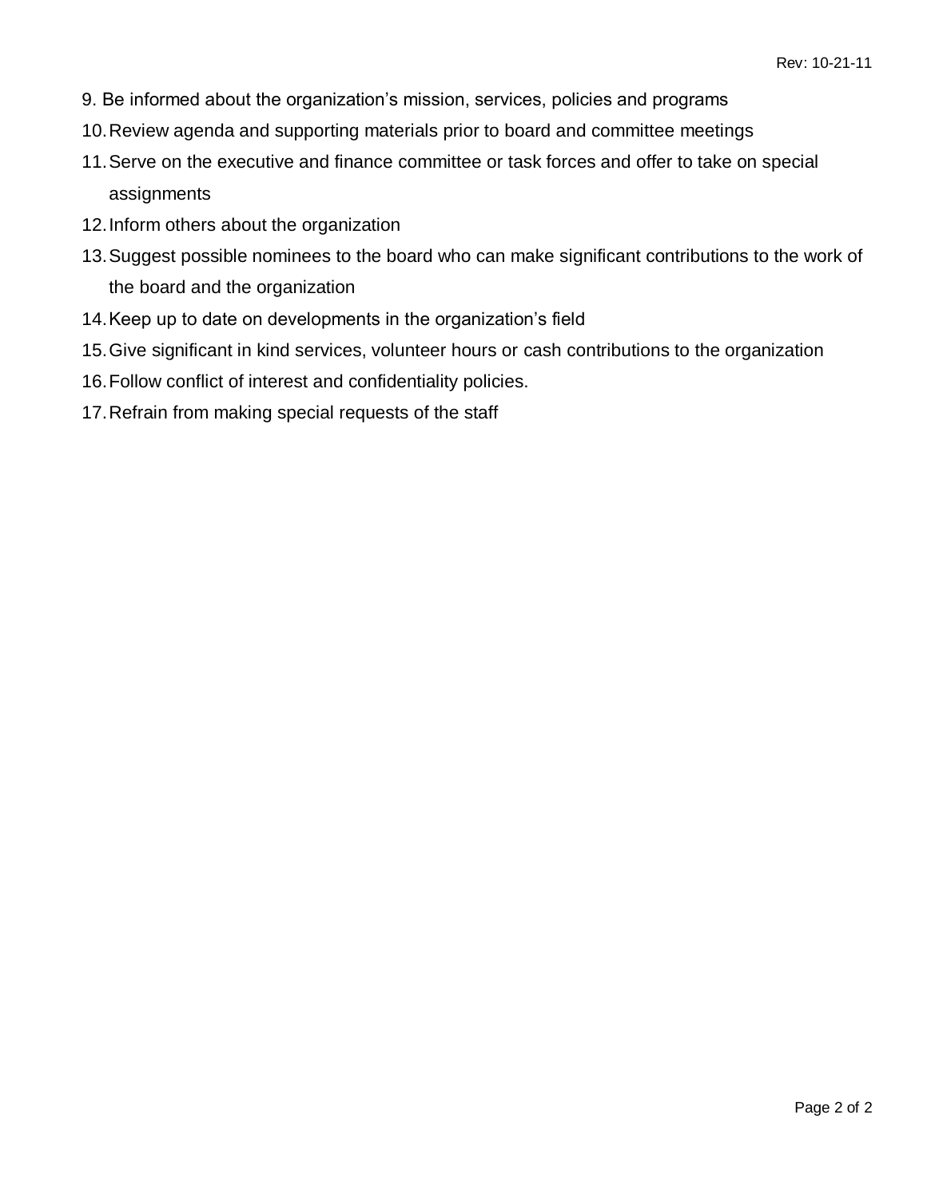9. Be informed about the organization's mission, services, policies and programs
10. Review agenda and supporting materials prior to board and committee meetings
11. Serve on the executive and finance committee or task forces and offer to take on special assignments
12. Inform others about the organization
13. Suggest possible nominees to the board who can make significant contributions to the work of the board and the organization
14. Keep up to date on developments in the organization's field
15. Give significant in kind services, volunteer hours or cash contributions to the organization
16. Follow conflict of interest and confidentiality policies.
17. Refrain from making special requests of the staff